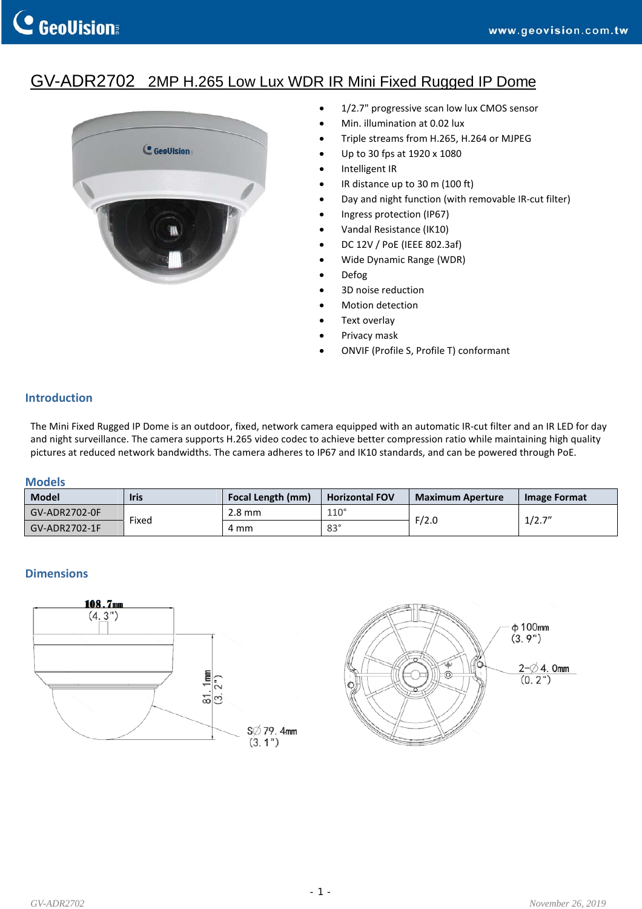# GV-ADR2702 2MP H.265 Low Lux WDR IR Mini Fixed Rugged IP Dome

- 1/2.7" progressive scan low lux CMOS sensor
- Min. illumination at 0.02 lux
- Triple streams from H.265, H.264 or MJPEG
- Up to 30 fps at 1920 x 1080
- Intelligent IR
- IR distance up to 30 m (100 ft)
- Day and night function (with removable IR-cut filter)
- Ingress protection (IP67)
- Vandal Resistance (IK10)
- DC 12V / PoE (IEEE 802.3af)
- Wide Dynamic Range (WDR)
- Defog
- 3D noise reduction
- Motion detection
- Text overlay
- Privacy mask
- ONVIF (Profile S, Profile T) conformant

## Introduction

The Mini Fixed Rugged IP Dome is an outdoor, fixed, network camera equipped with an automatic IR-cut filter and an IR LED for day and night surveillance. The camera supports H.265 video codec to achieve better compression ratio while maintaining high quality pictures at reduced network bandwidths. The camera adheres to IP67 and IK10 standards, and can be powered through PoE.

## Models

| Model | Iris | Focal Length (mm) | Horizontal FOV | Maximum Aperture | Image Format |
|---|---|---|---|---|---|
| GV-ADR2702-0F | Fixed | 2.8 mm | 110° | F/2.0 | 1/2.7" |
| GV-ADR2702-1F | | 4 mm | 83° | | |

## Dimensions

108.7mm (4.3")

81.1mm (3.2")

SØ 79.4mm (3.1")

ϕ 100mm (3.9")

2-Ø 4.0mm (0.2")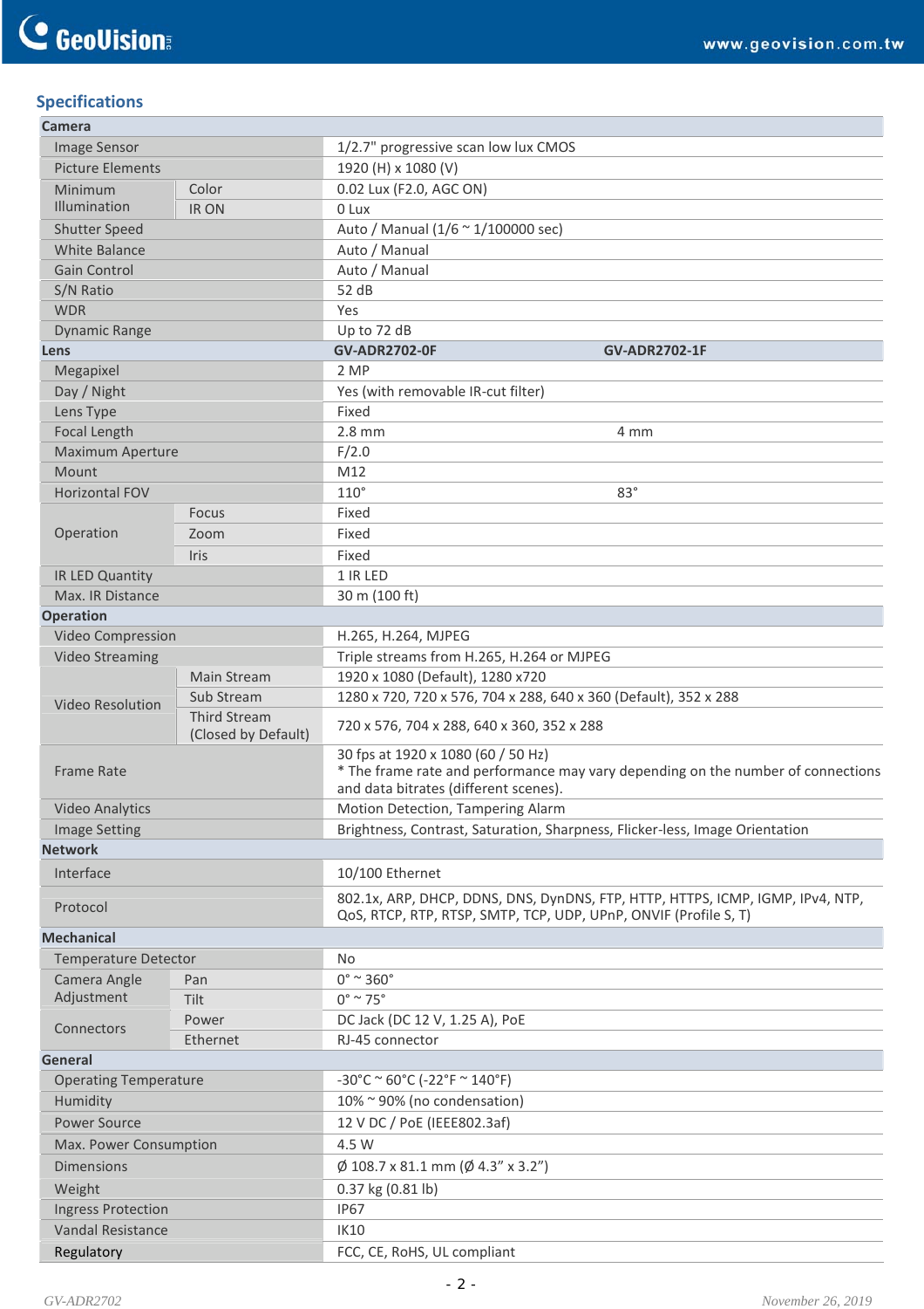## Specifications

| | | | |
|---|---|---|---|
| **Camera** | | | |
| Image Sensor | | 1/2.7" progressive scan low lux CMOS | |
| Picture Elements | | 1920 (H) x 1080 (V) | |
| Minimum Illumination | Color | 0.02 Lux (F2.0, AGC ON) | |
| | IR ON | 0 Lux | |
| Shutter Speed | | Auto / Manual (1/6 ~ 1/100000 sec) | |
| White Balance | | Auto / Manual | |
| Gain Control | | Auto / Manual | |
| S/N Ratio | | 52 dB | |
| WDR | | Yes | |
| Dynamic Range | | Up to 72 dB | |
| **Lens** | | **GV-ADR2702-0F** | **GV-ADR2702-1F** |
| Megapixel | | 2 MP | |
| Day / Night | | Yes (with removable IR-cut filter) | |
| Lens Type | | Fixed | |
| Focal Length | | 2.8 mm | 4 mm |
| Maximum Aperture | | F/2.0 | |
| Mount | | M12 | |
| Horizontal FOV | | 110° | 83° |
| Operation | Focus | Fixed | |
| | Zoom | Fixed | |
| | Iris | Fixed | |
| IR LED Quantity | | 1 IR LED | |
| Max. IR Distance | | 30 m (100 ft) | |
| **Operation** | | | |
| Video Compression | | H.265, H.264, MJPEG | |
| Video Streaming | | Triple streams from H.265, H.264 or MJPEG | |
| Video Resolution | Main Stream | 1920 x 1080 (Default), 1280 x720 | |
| | Sub Stream | 1280 x 720, 720 x 576, 704 x 288, 640 x 360 (Default), 352 x 288 | |
| | Third Stream (Closed by Default) | 720 x 576, 704 x 288, 640 x 360, 352 x 288 | |
| Frame Rate | | 30 fps at 1920 x 1080 (60 / 50 Hz)<br>* The frame rate and performance may vary depending on the number of connections and data bitrates (different scenes). | |
| Video Analytics | | Motion Detection, Tampering Alarm | |
| Image Setting | | Brightness, Contrast, Saturation, Sharpness, Flicker-less, Image Orientation | |
| **Network** | | | |
| Interface | | 10/100 Ethernet | |
| Protocol | | 802.1x, ARP, DHCP, DDNS, DNS, DynDNS, FTP, HTTP, HTTPS, ICMP, IGMP, IPv4, NTP, QoS, RTCP, RTP, RTSP, SMTP, TCP, UDP, UPnP, ONVIF (Profile S, T) | |
| **Mechanical** | | | |
| Temperature Detector | | No | |
| Camera Angle Adjustment | Pan | 0° ~ 360° | |
| | Tilt | 0° ~ 75° | |
| Connectors | Power | DC Jack (DC 12 V, 1.25 A), PoE | |
| | Ethernet | RJ-45 connector | |
| **General** | | | |
| Operating Temperature | | -30°C ~ 60°C (-22°F ~ 140°F) | |
| Humidity | | 10% ~ 90% (no condensation) | |
| Power Source | | 12 V DC / PoE (IEEE802.3af) | |
| Max. Power Consumption | | 4.5 W | |
| Dimensions | | Ø 108.7 x 81.1 mm (Ø 4.3” x 3.2”) | |
| Weight | | 0.37 kg (0.81 lb) | |
| Ingress Protection | | IP67 | |
| Vandal Resistance | | IK10 | |
| Regulatory | | FCC, CE, RoHS, UL compliant | |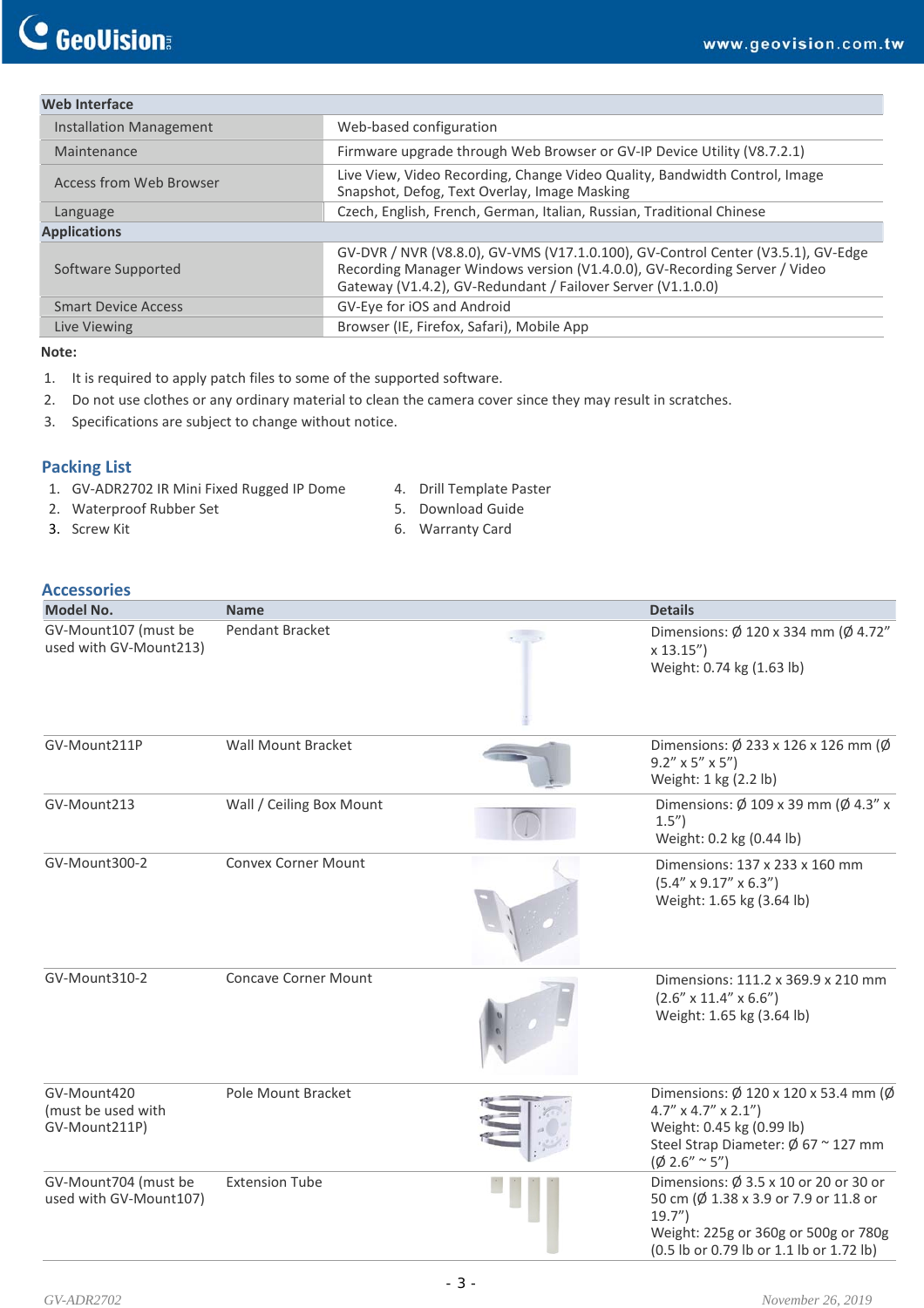| Web Interface | |
|---|---|
| Installation Management | Web-based configuration |
| Maintenance | Firmware upgrade through Web Browser or GV-IP Device Utility (V8.7.2.1) |
| Access from Web Browser | Live View, Video Recording, Change Video Quality, Bandwidth Control, Image Snapshot, Defog, Text Overlay, Image Masking |
| Language | Czech, English, French, German, Italian, Russian, Traditional Chinese |
| **Applications** | |
| Software Supported | GV-DVR / NVR (V8.8.0), GV-VMS (V17.1.0.100), GV-Control Center (V3.5.1), GV-Edge Recording Manager Windows version (V1.4.0.0), GV-Recording Server / Video Gateway (V1.4.2), GV-Redundant / Failover Server (V1.1.0.0) |
| Smart Device Access | GV-Eye for iOS and Android |
| Live Viewing | Browser (IE, Firefox, Safari), Mobile App |

**Note:**

1. It is required to apply patch files to some of the supported software.
2. Do not use clothes or any ordinary material to clean the camera cover since they may result in scratches.
3. Specifications are subject to change without notice.

## Packing List

1. GV-ADR2702 IR Mini Fixed Rugged IP Dome
2. Waterproof Rubber Set
3. Screw Kit
4. Drill Template Paster
5. Download Guide
6. Warranty Card

## Accessories

| Model No. | Name | Details |
|---|---|---|
| GV-Mount107 (must be used with GV-Mount213) | Pendant Bracket | Dimensions: Ø 120 x 334 mm (Ø 4.72” x 13.15”)<br>Weight: 0.74 kg (1.63 lb) |
| GV-Mount211P | Wall Mount Bracket | Dimensions: Ø 233 x 126 x 126 mm (Ø 9.2” x 5” x 5”)<br>Weight: 1 kg (2.2 lb) |
| GV-Mount213 | Wall / Ceiling Box Mount | Dimensions: Ø 109 x 39 mm (Ø 4.3” x 1.5”)<br>Weight: 0.2 kg (0.44 lb) |
| GV-Mount300-2 | Convex Corner Mount | Dimensions: 137 x 233 x 160 mm (5.4” x 9.17” x 6.3”)<br>Weight: 1.65 kg (3.64 lb) |
| GV-Mount310-2 | Concave Corner Mount | Dimensions: 111.2 x 369.9 x 210 mm (2.6” x 11.4” x 6.6”)<br>Weight: 1.65 kg (3.64 lb) |
| GV-Mount420 (must be used with GV-Mount211P) | Pole Mount Bracket | Dimensions: Ø 120 x 120 x 53.4 mm (Ø 4.7” x 4.7” x 2.1”)<br>Weight: 0.45 kg (0.99 lb)<br>Steel Strap Diameter: Ø 67 ~ 127 mm (Ø 2.6” ~ 5”) |
| GV-Mount704 (must be used with GV-Mount107) | Extension Tube | Dimensions: Ø 3.5 x 10 or 20 or 30 or 50 cm (Ø 1.38 x 3.9 or 7.9 or 11.8 or 19.7”)<br>Weight: 225g or 360g or 500g or 780g (0.5 lb or 0.79 lb or 1.1 lb or 1.72 lb) |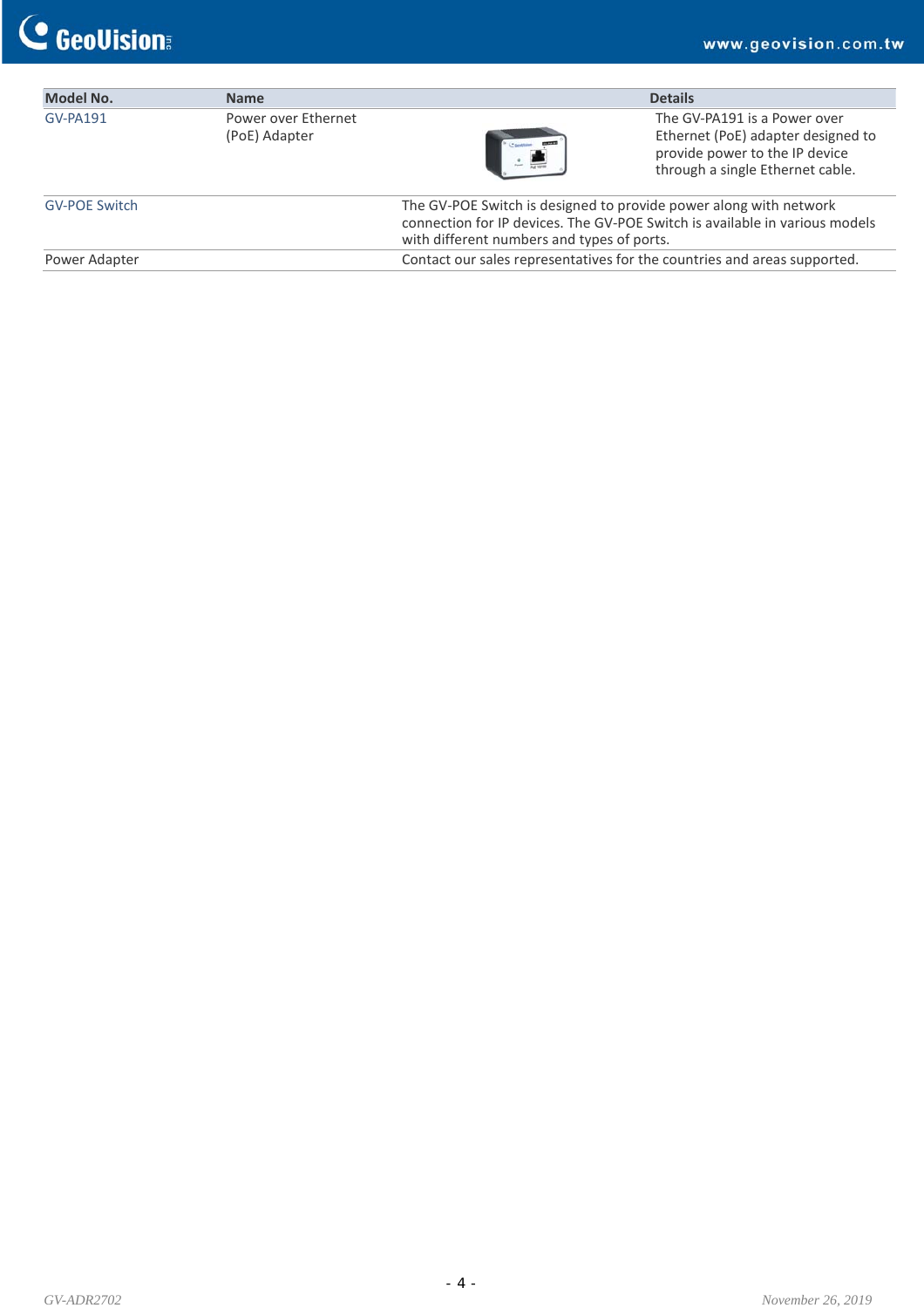| Model No. | Name | Details |
|---|---|---|
| GV-PA191 | Power over Ethernet (PoE) Adapter | The GV-PA191 is a Power over Ethernet (PoE) adapter designed to provide power to the IP device through a single Ethernet cable. |
| GV-POE Switch | | The GV-POE Switch is designed to provide power along with network connection for IP devices. The GV-POE Switch is available in various models with different numbers and types of ports. |
| Power Adapter | | Contact our sales representatives for the countries and areas supported. |